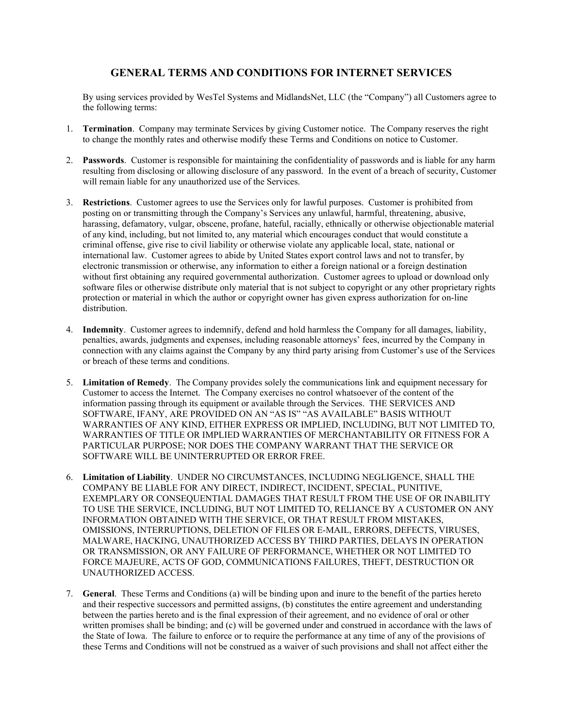# GENERAL TERMS AND CONDITIONS FOR INTERNET SERVICES

By using services provided by WesTel Systems and MidlandsNet, LLC (the "Company") all Customers agree to the following terms:

1. **Termination**. Company may terminate Services by giving Customer notice. The Company reserves the right to change the monthly rates and otherwise modify these Terms and Conditions on notice to Customer.

2. **Passwords**. Customer is responsible for maintaining the confidentiality of passwords and is liable for any harm resulting from disclosing or allowing disclosure of any password. In the event of a breach of security, Customer will remain liable for any unauthorized use of the Services.

3. **Restrictions**. Customer agrees to use the Services only for lawful purposes. Customer is prohibited from posting on or transmitting through the Company's Services any unlawful, harmful, threatening, abusive, harassing, defamatory, vulgar, obscene, profane, hateful, racially, ethnically or otherwise objectionable material of any kind, including, but not limited to, any material which encourages conduct that would constitute a criminal offense, give rise to civil liability or otherwise violate any applicable local, state, national or international law. Customer agrees to abide by United States export control laws and not to transfer, by electronic transmission or otherwise, any information to either a foreign national or a foreign destination without first obtaining any required governmental authorization. Customer agrees to upload or download only software files or otherwise distribute only material that is not subject to copyright or any other proprietary rights protection or material in which the author or copyright owner has given express authorization for on-line distribution.

4. **Indemnity**. Customer agrees to indemnify, defend and hold harmless the Company for all damages, liability, penalties, awards, judgments and expenses, including reasonable attorneys' fees, incurred by the Company in connection with any claims against the Company by any third party arising from Customer's use of the Services or breach of these terms and conditions.

5. **Limitation of Remedy**. The Company provides solely the communications link and equipment necessary for Customer to access the Internet. The Company exercises no control whatsoever of the content of the information passing through its equipment or available through the Services. THE SERVICES AND SOFTWARE, IFANY, ARE PROVIDED ON AN "AS IS" "AS AVAILABLE" BASIS WITHOUT WARRANTIES OF ANY KIND, EITHER EXPRESS OR IMPLIED, INCLUDING, BUT NOT LIMITED TO, WARRANTIES OF TITLE OR IMPLIED WARRANTIES OF MERCHANTABILITY OR FITNESS FOR A PARTICULAR PURPOSE; NOR DOES THE COMPANY WARRANT THAT THE SERVICE OR SOFTWARE WILL BE UNINTERRUPTED OR ERROR FREE.

6. **Limitation of Liability**. UNDER NO CIRCUMSTANCES, INCLUDING NEGLIGENCE, SHALL THE COMPANY BE LIABLE FOR ANY DIRECT, INDIRECT, INCIDENT, SPECIAL, PUNITIVE, EXEMPLARY OR CONSEQUENTIAL DAMAGES THAT RESULT FROM THE USE OF OR INABILITY TO USE THE SERVICE, INCLUDING, BUT NOT LIMITED TO, RELIANCE BY A CUSTOMER ON ANY INFORMATION OBTAINED WITH THE SERVICE, OR THAT RESULT FROM MISTAKES, OMISSIONS, INTERRUPTIONS, DELETION OF FILES OR E-MAIL, ERRORS, DEFECTS, VIRUSES, MALWARE, HACKING, UNAUTHORIZED ACCESS BY THIRD PARTIES, DELAYS IN OPERATION OR TRANSMISSION, OR ANY FAILURE OF PERFORMANCE, WHETHER OR NOT LIMITED TO FORCE MAJEURE, ACTS OF GOD, COMMUNICATIONS FAILURES, THEFT, DESTRUCTION OR UNAUTHORIZED ACCESS.

7. **General**. These Terms and Conditions (a) will be binding upon and inure to the benefit of the parties hereto and their respective successors and permitted assigns, (b) constitutes the entire agreement and understanding between the parties hereto and is the final expression of their agreement, and no evidence of oral or other written promises shall be binding; and (c) will be governed under and construed in accordance with the laws of the State of Iowa. The failure to enforce or to require the performance at any time of any of the provisions of these Terms and Conditions will not be construed as a waiver of such provisions and shall not affect either the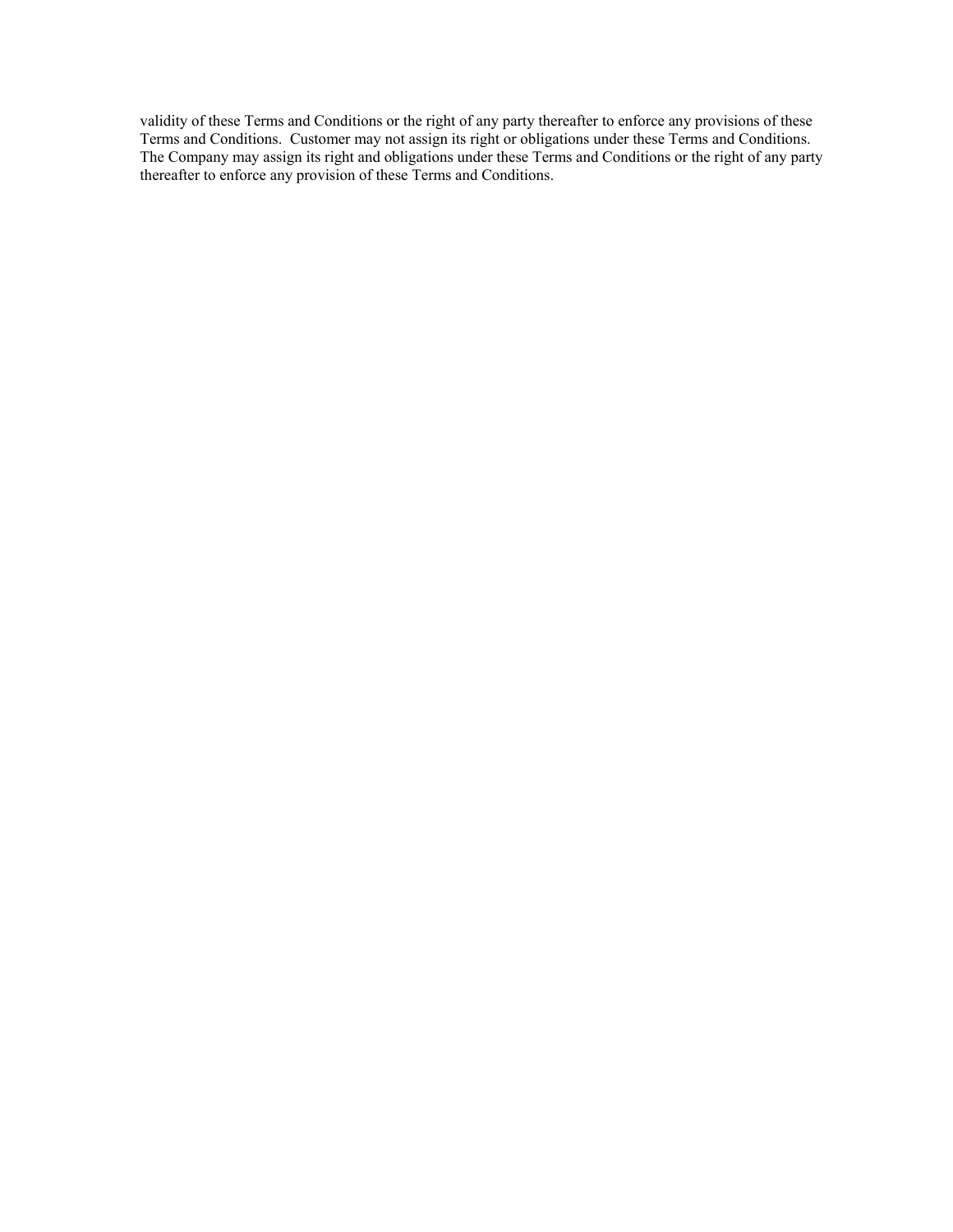validity of these Terms and Conditions or the right of any party thereafter to enforce any provisions of these Terms and Conditions. Customer may not assign its right or obligations under these Terms and Conditions. The Company may assign its right and obligations under these Terms and Conditions or the right of any party thereafter to enforce any provision of these Terms and Conditions.